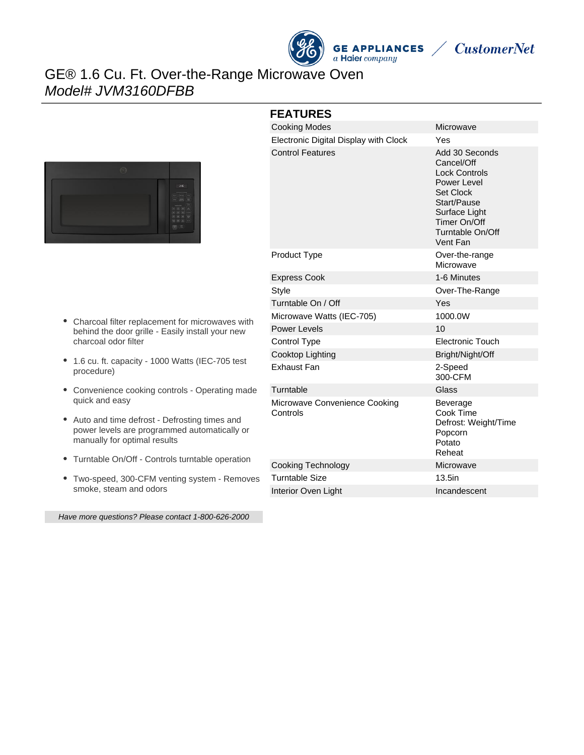# GE® 1.6 Cu. Ft. Over-the-Range Microwave Oven

*Model# JVM3160DFBB*

- Charcoal filter replacement for microwaves with behind the door grille - Easily install your new charcoal odor filter
- 1.6 cu. ft. capacity - 1000 Watts (IEC-705 test procedure)
- Convenience cooking controls - Operating made quick and easy
- Auto and time defrost - Defrosting times and power levels are programmed automatically or manually for optimal results
- Turntable On/Off - Controls turntable operation
- Two-speed, 300-CFM venting system - Removes smoke, steam and odors

*Have more questions? Please contact 1-800-626-2000*

## FEATURES

| | |
|---|---|
| Cooking Modes | Microwave |
| Electronic Digital Display with Clock | Yes |
| Control Features | Add 30 Seconds<br>Cancel/Off<br>Lock Controls<br>Power Level<br>Set Clock<br>Start/Pause<br>Surface Light<br>Timer On/Off<br>Turntable On/Off<br>Vent Fan |
| Product Type | Over-the-range Microwave |
| Express Cook | 1-6 Minutes |
| Style | Over-The-Range |
| Turntable On / Off | Yes |
| Microwave Watts (IEC-705) | 1000.0W |
| Power Levels | 10 |
| Control Type | Electronic Touch |
| Cooktop Lighting | Bright/Night/Off |
| Exhaust Fan | 2-Speed<br>300-CFM |
| Turntable | Glass |
| Microwave Convenience Cooking Controls | Beverage<br>Cook Time<br>Defrost: Weight/Time<br>Popcorn<br>Potato<br>Reheat |
| Cooking Technology | Microwave |
| Turntable Size | 13.5in |
| Interior Oven Light | Incandescent |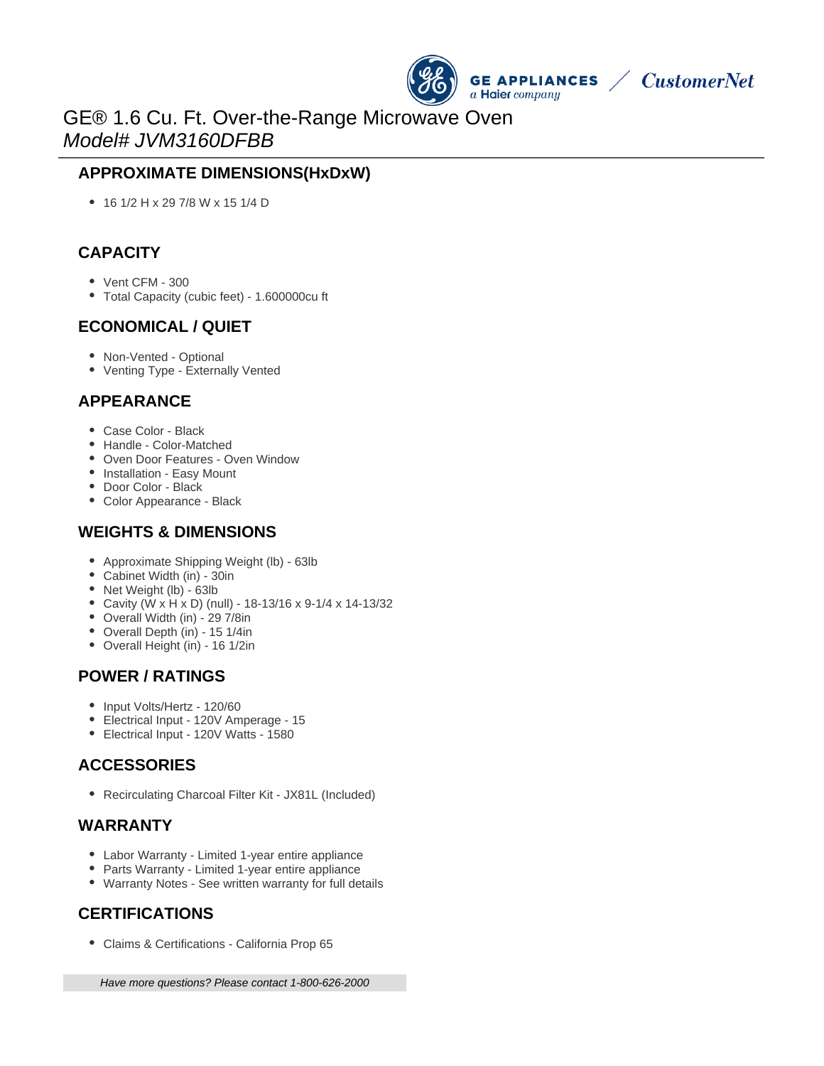# GE® 1.6 Cu. Ft. Over-the-Range Microwave Oven
*Model# JVM3160DFBB*

## APPROXIMATE DIMENSIONS(HxDxW)

- 16 1/2 H x 29 7/8 W x 15 1/4 D

## CAPACITY

- Vent CFM - 300
- Total Capacity (cubic feet) - 1.600000cu ft

## ECONOMICAL / QUIET

- Non-Vented - Optional
- Venting Type - Externally Vented

## APPEARANCE

- Case Color - Black
- Handle - Color-Matched
- Oven Door Features - Oven Window
- Installation - Easy Mount
- Door Color - Black
- Color Appearance - Black

## WEIGHTS & DIMENSIONS

- Approximate Shipping Weight (lb) - 63lb
- Cabinet Width (in) - 30in
- Net Weight (lb) - 63lb
- Cavity (W x H x D) (null) - 18-13/16 x 9-1/4 x 14-13/32
- Overall Width (in) - 29 7/8in
- Overall Depth (in) - 15 1/4in
- Overall Height (in) - 16 1/2in

## POWER / RATINGS

- Input Volts/Hertz - 120/60
- Electrical Input - 120V Amperage - 15
- Electrical Input - 120V Watts - 1580

## ACCESSORIES

- Recirculating Charcoal Filter Kit - JX81L (Included)

## WARRANTY

- Labor Warranty - Limited 1-year entire appliance
- Parts Warranty - Limited 1-year entire appliance
- Warranty Notes - See written warranty for full details

## CERTIFICATIONS

- Claims & Certifications - California Prop 65

*Have more questions? Please contact 1-800-626-2000*